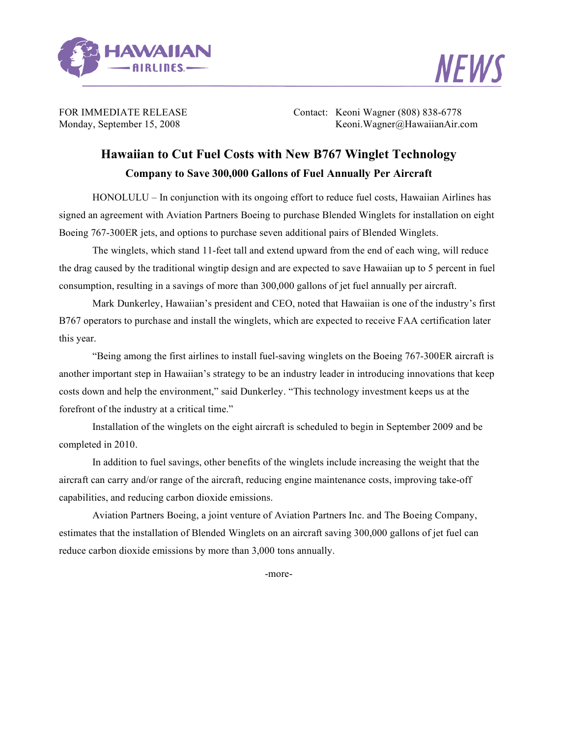HAWAIIAN AIRLINES

NEWS

FOR IMMEDIATE RELEASE
Monday, September 15, 2008

Contact: Keoni Wagner (808) 838-6778
Keoni.Wagner@HawaiianAir.com

# Hawaiian to Cut Fuel Costs with New B767 Winglet Technology

## Company to Save 300,000 Gallons of Fuel Annually Per Aircraft

HONOLULU – In conjunction with its ongoing effort to reduce fuel costs, Hawaiian Airlines has signed an agreement with Aviation Partners Boeing to purchase Blended Winglets for installation on eight Boeing 767-300ER jets, and options to purchase seven additional pairs of Blended Winglets.

The winglets, which stand 11-feet tall and extend upward from the end of each wing, will reduce the drag caused by the traditional wingtip design and are expected to save Hawaiian up to 5 percent in fuel consumption, resulting in a savings of more than 300,000 gallons of jet fuel annually per aircraft.

Mark Dunkerley, Hawaiian's president and CEO, noted that Hawaiian is one of the industry's first B767 operators to purchase and install the winglets, which are expected to receive FAA certification later this year.

"Being among the first airlines to install fuel-saving winglets on the Boeing 767-300ER aircraft is another important step in Hawaiian's strategy to be an industry leader in introducing innovations that keep costs down and help the environment," said Dunkerley. "This technology investment keeps us at the forefront of the industry at a critical time."

Installation of the winglets on the eight aircraft is scheduled to begin in September 2009 and be completed in 2010.

In addition to fuel savings, other benefits of the winglets include increasing the weight that the aircraft can carry and/or range of the aircraft, reducing engine maintenance costs, improving take-off capabilities, and reducing carbon dioxide emissions.

Aviation Partners Boeing, a joint venture of Aviation Partners Inc. and The Boeing Company, estimates that the installation of Blended Winglets on an aircraft saving 300,000 gallons of jet fuel can reduce carbon dioxide emissions by more than 3,000 tons annually.

-more-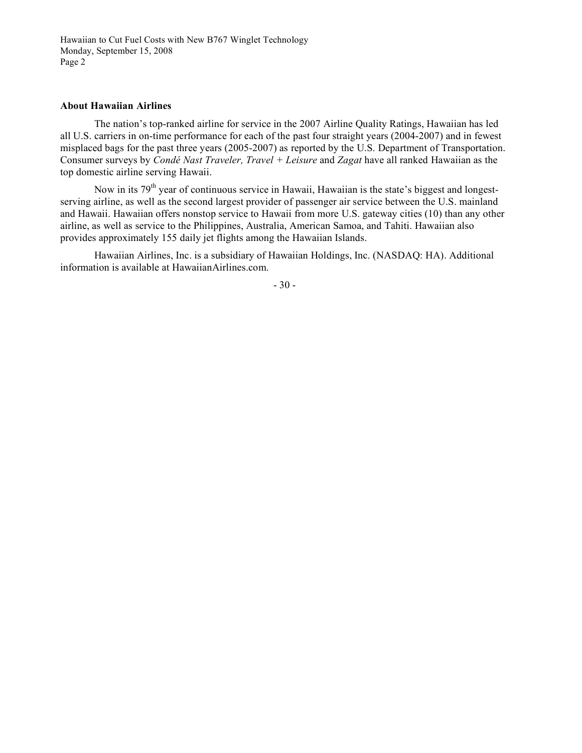## About Hawaiian Airlines

The nation's top-ranked airline for service in the 2007 Airline Quality Ratings, Hawaiian has led all U.S. carriers in on-time performance for each of the past four straight years (2004-2007) and in fewest misplaced bags for the past three years (2005-2007) as reported by the U.S. Department of Transportation. Consumer surveys by *Condé Nast Traveler, Travel + Leisure* and *Zagat* have all ranked Hawaiian as the top domestic airline serving Hawaii.

Now in its 79th year of continuous service in Hawaii, Hawaiian is the state's biggest and longest-serving airline, as well as the second largest provider of passenger air service between the U.S. mainland and Hawaii. Hawaiian offers nonstop service to Hawaii from more U.S. gateway cities (10) than any other airline, as well as service to the Philippines, Australia, American Samoa, and Tahiti. Hawaiian also provides approximately 155 daily jet flights among the Hawaiian Islands.

Hawaiian Airlines, Inc. is a subsidiary of Hawaiian Holdings, Inc. (NASDAQ: HA). Additional information is available at HawaiianAirlines.com.

- 30 -